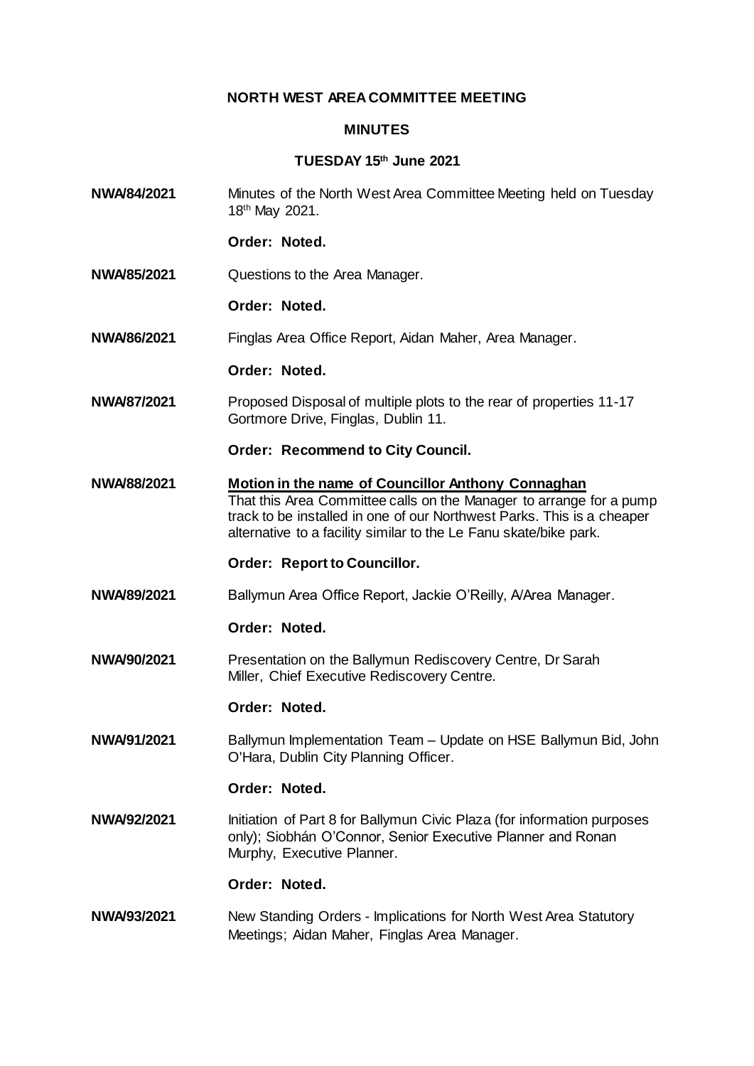# NORTH WEST AREA COMMITTEE MEETING

## MINUTES

### TUESDAY 15th June 2021

**NWA/84/2021** Minutes of the North West Area Committee Meeting held on Tuesday 18th May 2021.

**Order: Noted.**

**NWA/85/2021** Questions to the Area Manager.

**Order: Noted.**

**NWA/86/2021** Finglas Area Office Report, Aidan Maher, Area Manager.

**Order: Noted.**

**NWA/87/2021** Proposed Disposal of multiple plots to the rear of properties 11-17 Gortmore Drive, Finglas, Dublin 11.

**Order: Recommend to City Council.**

**NWA/88/2021** **Motion in the name of Councillor Anthony Connaghan**
That this Area Committee calls on the Manager to arrange for a pump track to be installed in one of our Northwest Parks. This is a cheaper alternative to a facility similar to the Le Fanu skate/bike park.

**Order: Report to Councillor.**

**NWA/89/2021** Ballymun Area Office Report, Jackie O'Reilly, A/Area Manager.

**Order: Noted.**

**NWA/90/2021** Presentation on the Ballymun Rediscovery Centre, Dr Sarah Miller, Chief Executive Rediscovery Centre.

**Order: Noted.**

**NWA/91/2021** Ballymun Implementation Team – Update on HSE Ballymun Bid, John O'Hara, Dublin City Planning Officer.

**Order: Noted.**

**NWA/92/2021** Initiation of Part 8 for Ballymun Civic Plaza (for information purposes only); Siobhán O'Connor, Senior Executive Planner and Ronan Murphy, Executive Planner.

**Order: Noted.**

**NWA/93/2021** New Standing Orders - Implications for North West Area Statutory Meetings; Aidan Maher, Finglas Area Manager.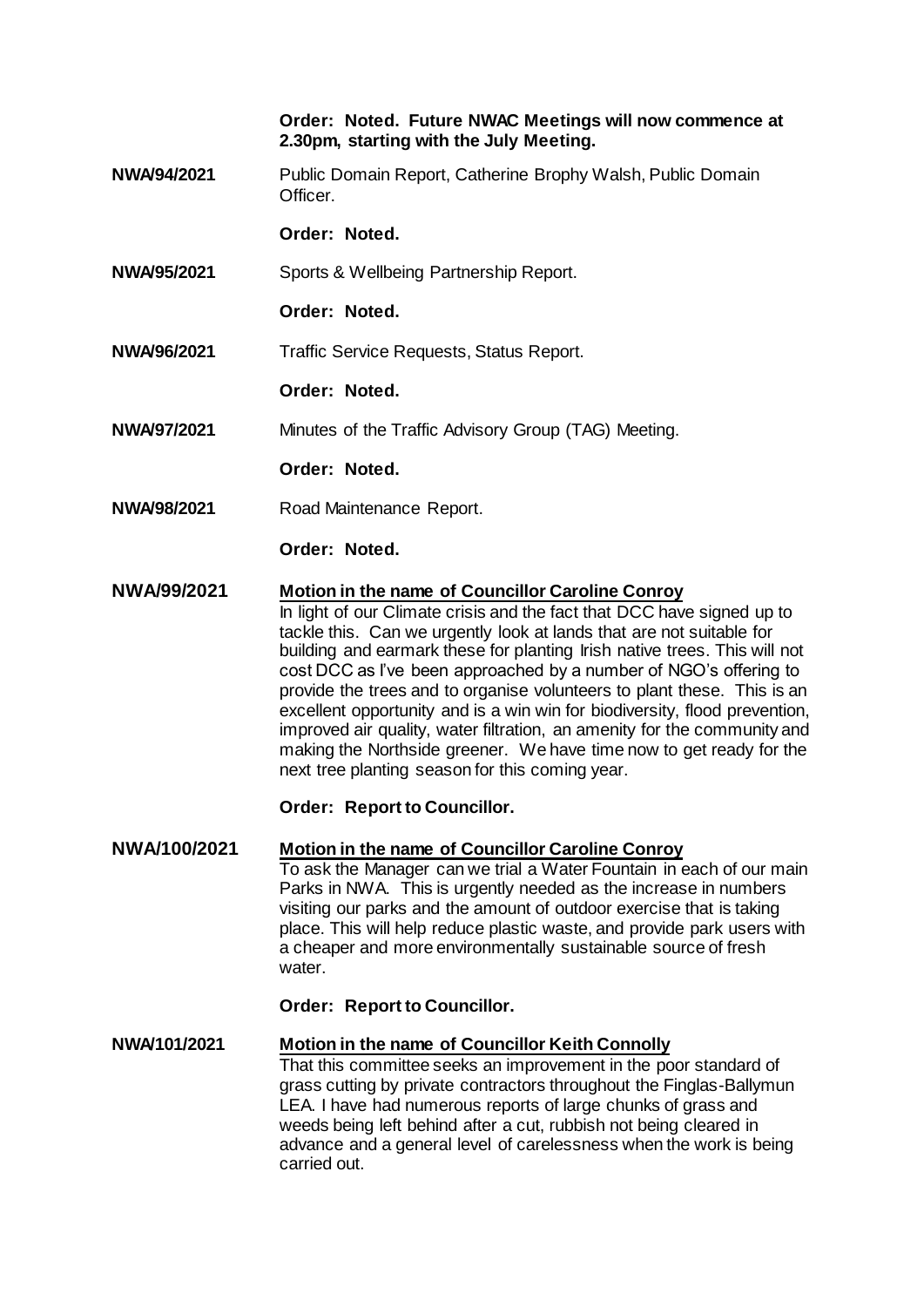**Order: Noted. Future NWAC Meetings will now commence at 2.30pm, starting with the July Meeting.**

**NWA/94/2021** Public Domain Report, Catherine Brophy Walsh, Public Domain Officer.

**Order: Noted.**

**NWA/95/2021** Sports & Wellbeing Partnership Report.

**Order: Noted.**

**NWA/96/2021** Traffic Service Requests, Status Report.

**Order: Noted.**

**NWA/97/2021** Minutes of the Traffic Advisory Group (TAG) Meeting.

**Order: Noted.**

**NWA/98/2021** Road Maintenance Report.

**Order: Noted.**

**NWA/99/2021** **Motion in the name of Councillor Caroline Conroy**

In light of our Climate crisis and the fact that DCC have signed up to tackle this. Can we urgently look at lands that are not suitable for building and earmark these for planting Irish native trees. This will not cost DCC as I've been approached by a number of NGO's offering to provide the trees and to organise volunteers to plant these. This is an excellent opportunity and is a win win for biodiversity, flood prevention, improved air quality, water filtration, an amenity for the community and making the Northside greener. We have time now to get ready for the next tree planting season for this coming year.

**Order: Report to Councillor.**

**NWA/100/2021** **Motion in the name of Councillor Caroline Conroy**

To ask the Manager can we trial a Water Fountain in each of our main Parks in NWA. This is urgently needed as the increase in numbers visiting our parks and the amount of outdoor exercise that is taking place. This will help reduce plastic waste, and provide park users with a cheaper and more environmentally sustainable source of fresh water.

**Order: Report to Councillor.**

**NWA/101/2021** **Motion in the name of Councillor Keith Connolly**

That this committee seeks an improvement in the poor standard of grass cutting by private contractors throughout the Finglas-Ballymun LEA. I have had numerous reports of large chunks of grass and weeds being left behind after a cut, rubbish not being cleared in advance and a general level of carelessness when the work is being carried out.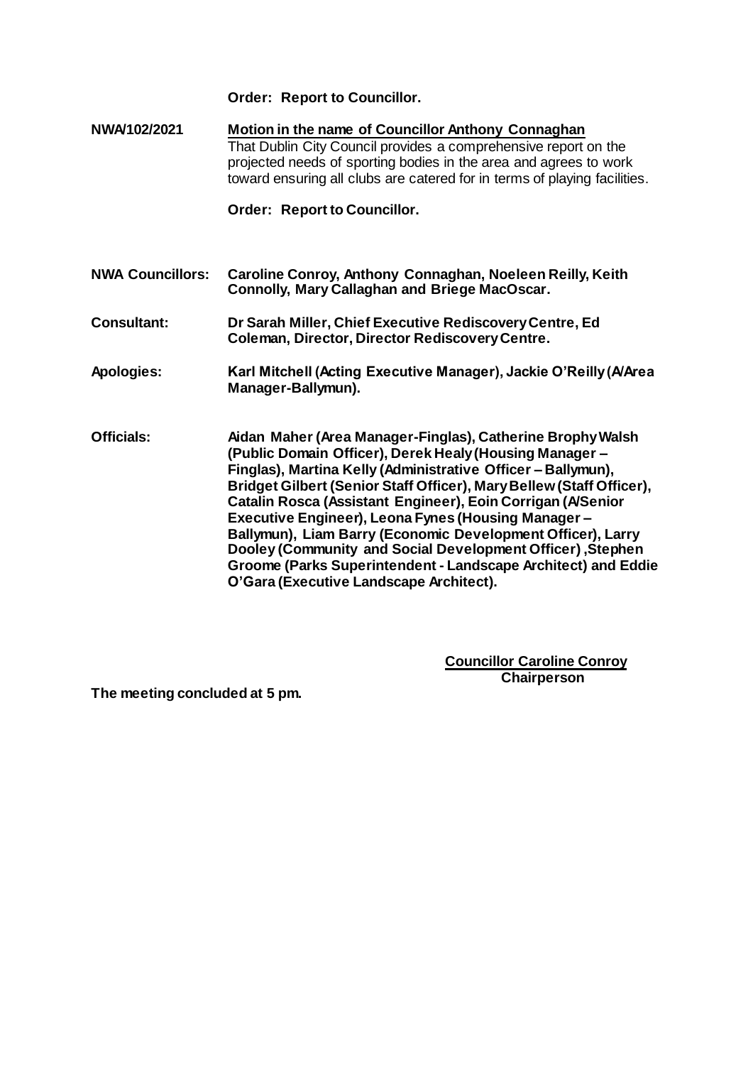**Order: Report to Councillor.**

**NWA/102/2021** **Motion in the name of Councillor Anthony Connaghan**

That Dublin City Council provides a comprehensive report on the projected needs of sporting bodies in the area and agrees to work toward ensuring all clubs are catered for in terms of playing facilities.

**Order: Report to Councillor.**

**NWA Councillors:** **Caroline Conroy, Anthony Connaghan, Noeleen Reilly, Keith Connolly, Mary Callaghan and Briege MacOscar.**

**Consultant:** **Dr Sarah Miller, Chief Executive Rediscovery Centre, Ed Coleman, Director, Director Rediscovery Centre.**

**Apologies:** **Karl Mitchell (Acting Executive Manager), Jackie O'Reilly (A/Area Manager-Ballymun).**

**Officials:** **Aidan Maher (Area Manager-Finglas), Catherine Brophy Walsh (Public Domain Officer), Derek Healy (Housing Manager – Finglas), Martina Kelly (Administrative Officer – Ballymun), Bridget Gilbert (Senior Staff Officer), Mary Bellew (Staff Officer), Catalin Rosca (Assistant Engineer), Eoin Corrigan (A/Senior Executive Engineer), Leona Fynes (Housing Manager – Ballymun), Liam Barry (Economic Development Officer), Larry Dooley (Community and Social Development Officer) ,Stephen Groome (Parks Superintendent - Landscape Architect) and Eddie O'Gara (Executive Landscape Architect).**

**Councillor Caroline Conroy**
**Chairperson**

**The meeting concluded at 5 pm.**